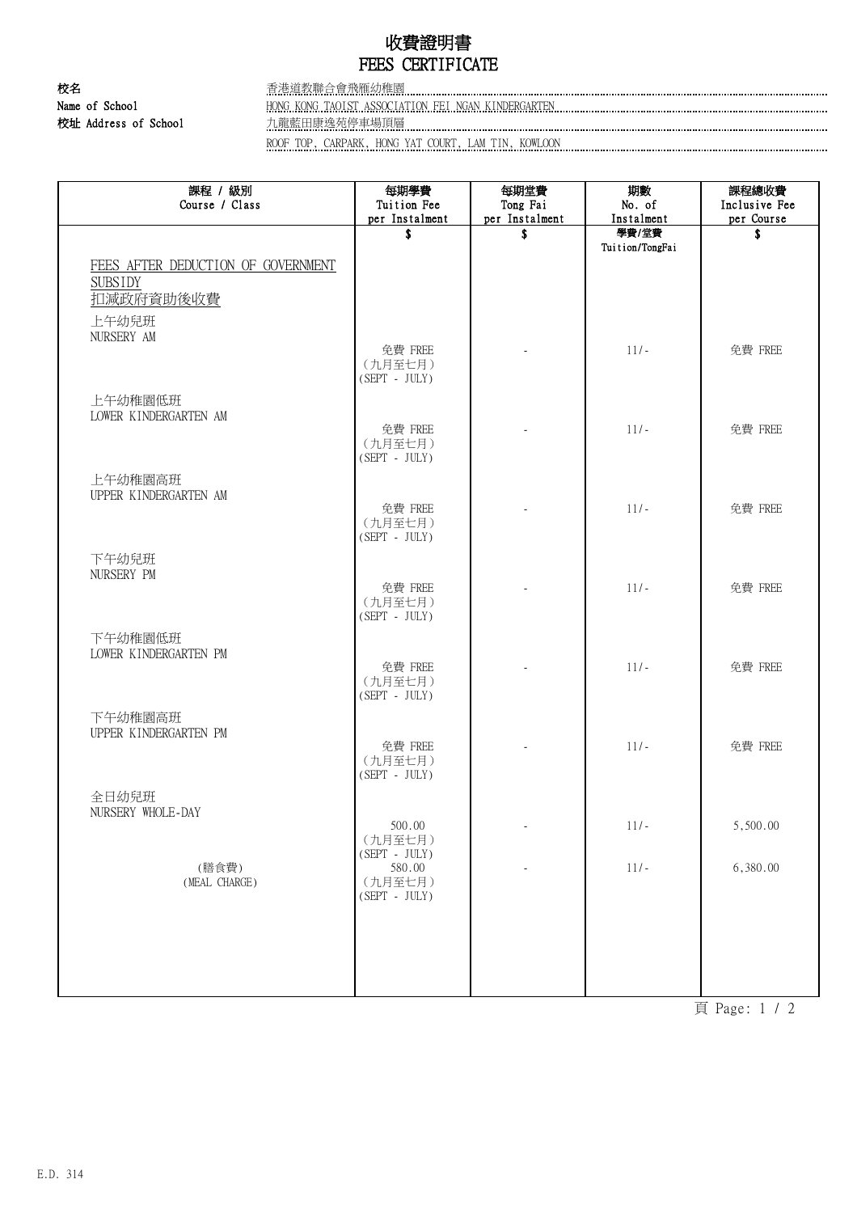# 收費證明書
# FEES CERTIFICATE

校名
Name of School: 香港道教聯合會飛雁幼稚園
HONG KONG TAOIST ASSOCIATION FEI NGAN KINDERGARTEN

校址 Address of School: 九龍藍田康逸苑停車場頂層
ROOF TOP, CARPARK, HONG YAT COURT, LAM TIN, KOWLOON

| 課程 / 級別 Course / Class | 每期學費 Tuition Fee per Instalment | 每期堂費 Tong Fai per Instalment | 期數 No. of Instalment | 課程總收費 Inclusive Fee per Course |
|---|---|---|---|---|
| | $ | $ | 學費/堂費 Tuition/TongFai | $ |
| FEES AFTER DEDUCTION OF GOVERNMENT SUBSIDY 扣減政府資助後收費 | | | | |
| 上午幼兒班 NURSERY AM | 免費 FREE (九月至七月) (SEPT - JULY) | - | 11/- | 免費 FREE |
| 上午幼稚園低班 LOWER KINDERGARTEN AM | 免費 FREE (九月至七月) (SEPT - JULY) | - | 11/- | 免費 FREE |
| 上午幼稚園高班 UPPER KINDERGARTEN AM | 免費 FREE (九月至七月) (SEPT - JULY) | - | 11/- | 免費 FREE |
| 下午幼兒班 NURSERY PM | 免費 FREE (九月至七月) (SEPT - JULY) | - | 11/- | 免費 FREE |
| 下午幼稚園低班 LOWER KINDERGARTEN PM | 免費 FREE (九月至七月) (SEPT - JULY) | - | 11/- | 免費 FREE |
| 下午幼稚園高班 UPPER KINDERGARTEN PM | 免費 FREE (九月至七月) (SEPT - JULY) | - | 11/- | 免費 FREE |
| 全日幼兒班 NURSERY WHOLE-DAY | 500.00 (九月至七月) (SEPT - JULY) | - | 11/- | 5,500.00 |
| (膳食費) (MEAL CHARGE) | 580.00 (九月至七月) (SEPT - JULY) | - | 11/- | 6,380.00 |

E.D. 314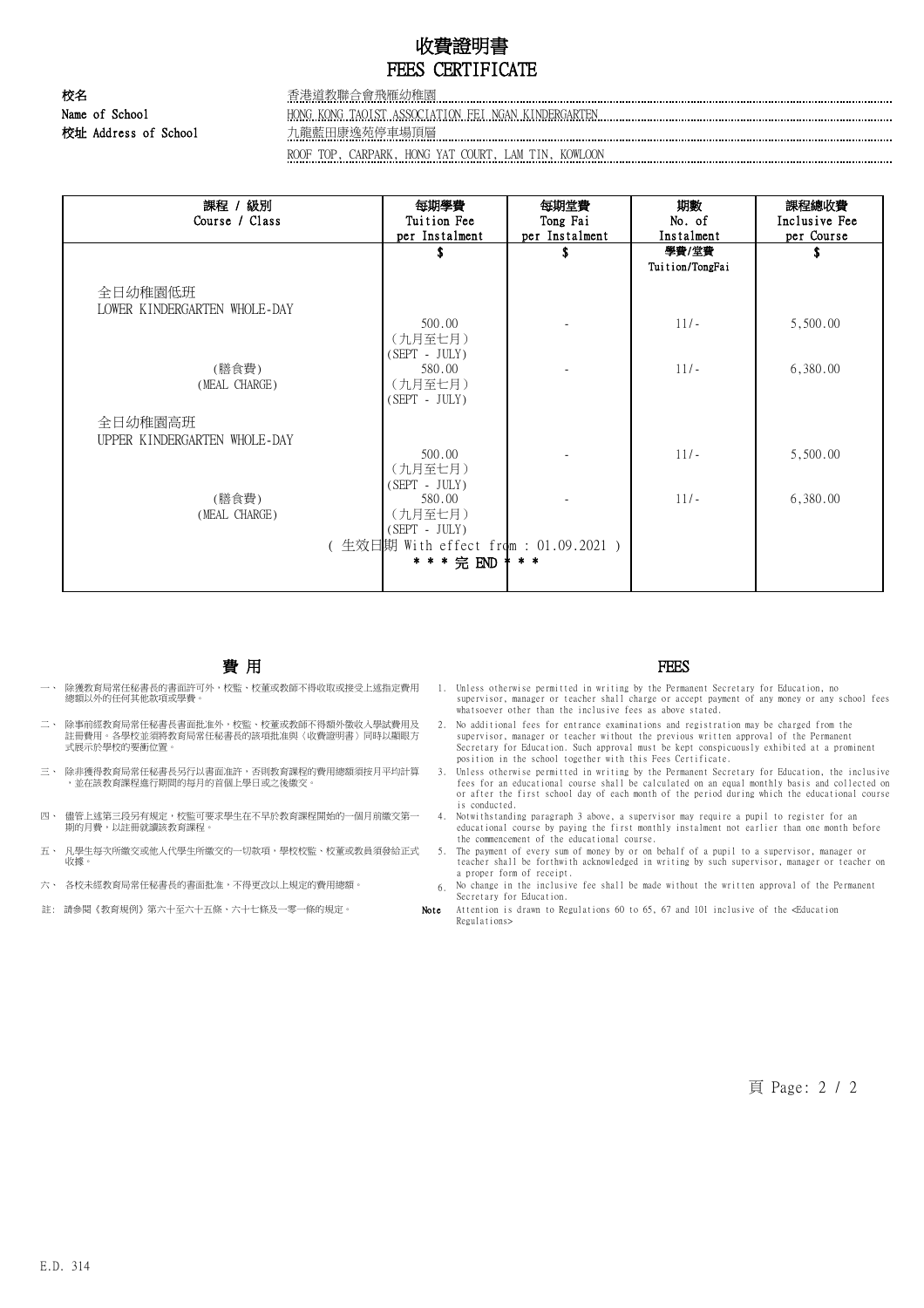# 收費證明書
# FEES CERTIFICATE

**校名** 香港道教聯合會飛雁幼稚園
**Name of School** HONG KONG TAOIST ASSOCIATION FEI NGAN KINDERGARTEN
**校址 Address of School** 九龍藍田康逸苑停車場頂層
ROOF TOP, CARPARK, HONG YAT COURT, LAM TIN, KOWLOON

| 課程 / 級別<br>Course / Class | 每期學費<br>Tuition Fee<br>per Instalment | 每期堂費<br>Tong Fai<br>per Instalment | 期數<br>No. of<br>Instalment | 課程總收費<br>Inclusive Fee<br>per Course |
|---|---|---|---|---|
| | $ | $ | 學費/堂費<br>Tuition/TongFai | $ |
| 全日幼稚園低班<br>LOWER KINDERGARTEN WHOLE-DAY | | | | |
| | 500.00<br>(九月至七月)<br>(SEPT - JULY) | - | 11/- | 5,500.00 |
| (膳食費)<br>(MEAL CHARGE) | 580.00<br>(九月至七月)<br>(SEPT - JULY) | - | 11/- | 6,380.00 |
| 全日幼稚園高班<br>UPPER KINDERGARTEN WHOLE-DAY | | | | |
| | 500.00<br>(九月至七月)<br>(SEPT - JULY) | - | 11/- | 5,500.00 |
| (膳食費)<br>(MEAL CHARGE) | 580.00<br>(九月至七月)<br>(SEPT - JULY) | - | 11/- | 6,380.00 |
| ( 生效日期 With effect from : 01.09.2021 ) | | | | |
| * * * 完 END * * * | | | | |

## 費 用

一、 除獲教育局常任秘書長的書面許可外，校監、校董或教師不得收取或接受上述指定費用總額以外的任何其他款項或學費。

二、 除事前經教育局常任秘書長書面批准外，校監、校董或教師不得額外徵收入學試費用及註冊費用。各學校並須將教育局常任秘書長的該項批准與〈收費證明書〉同時以顯眼方式展示於學校的要衝位置。

三、 除非獲得教育局常任秘書長另行以書面准許，否則教育課程的費用總額須按月平均計算，並在該教育課程進行期間的每月的首個上學日或之後繳交。

四、 儘管上述第三段另有規定，校監可要求學生在不早於教育課程開始的一個月前繳交第一期的月費，以註冊就讀該教育課程。

五、 凡學生每次所繳交或他人代學生所繳交的一切款項，學校校監、校董或教員須發給正式收據。

六、 各校未經教育局常任秘書長的書面批准，不得更改以上規定的費用總額。

註: 請參閱《教育規例》第六十至六十五條、六十七條及一零一條的規定。

## FEES

1. Unless otherwise permitted in writing by the Permanent Secretary for Education, no supervisor, manager or teacher shall charge or accept payment of any money or any school fees whatsoever other than the inclusive fees as above stated.

2. No additional fees for entrance examinations and registration may be charged from the supervisor, manager or teacher without the previous written approval of the Permanent Secretary for Education. Such approval must be kept conspicuously exhibited at a prominent position in the school together with this Fees Certificate.

3. Unless otherwise permitted in writing by the Permanent Secretary for Education, the inclusive fees for an educational course shall be calculated on an equal monthly basis and collected on or after the first school day of each month of the period during which the educational course is conducted.

4. Notwithstanding paragraph 3 above, a supervisor may require a pupil to register for an educational course by paying the first monthly instalment not earlier than one month before the commencement of the educational course.

5. The payment of every sum of money by or on behalf of a pupil to a supervisor, manager or teacher shall be forthwith acknowledged in writing by such supervisor, manager or teacher on a proper form of receipt.

6. No change in the inclusive fee shall be made without the written approval of the Permanent Secretary for Education.

**Note** Attention is drawn to Regulations 60 to 65, 67 and 101 inclusive of the <Education Regulations>

E.D. 314